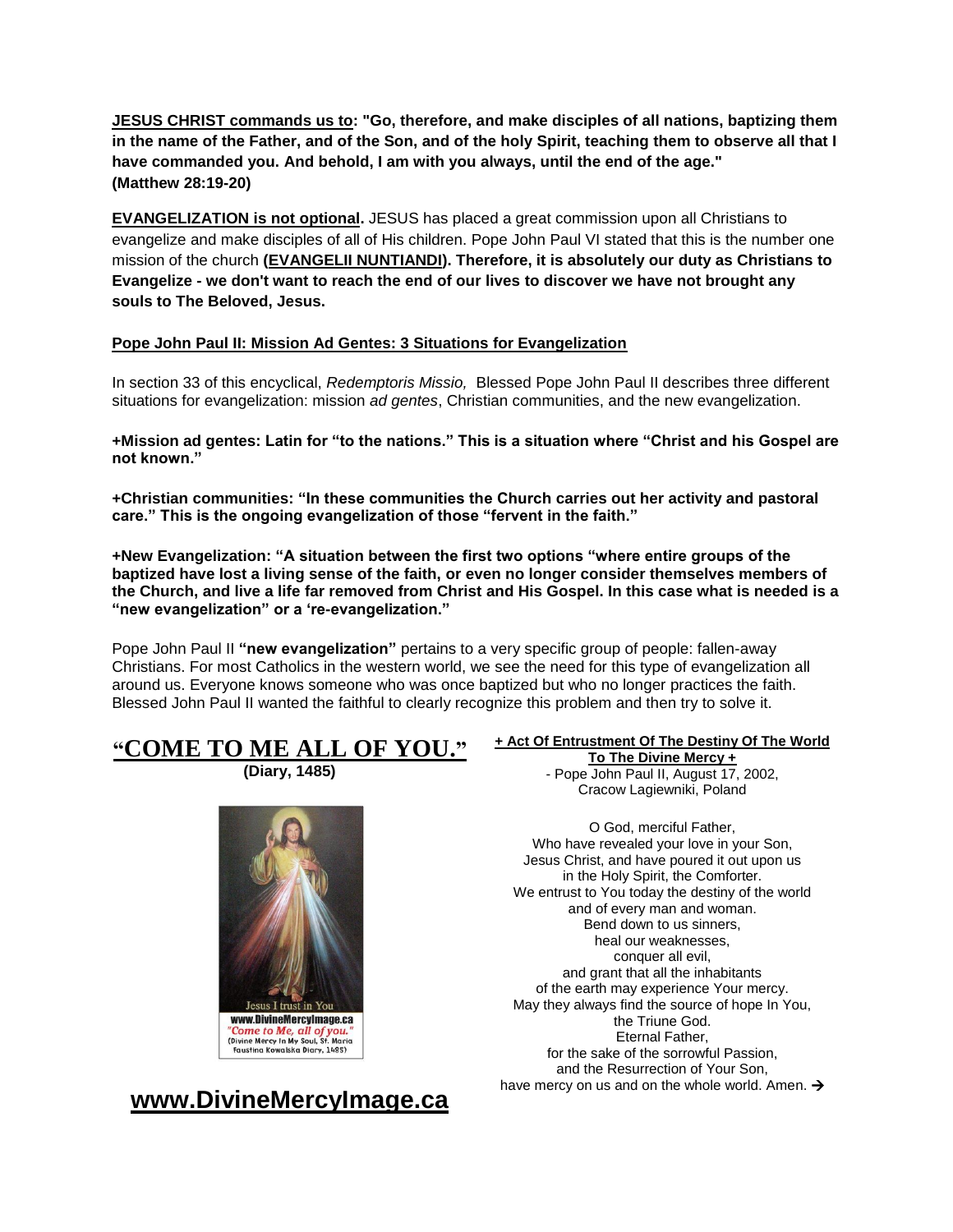**JESUS CHRIST commands us to: "Go, therefore, and make disciples of all nations, baptizing them in the name of the Father, and of the Son, and of the holy Spirit, teaching them to observe all that I have commanded you. And behold, I am with you always, until the end of the age." (Matthew 28:19-20)**

**EVANGELIZATION is not optional.** JESUS has placed a great commission upon all Christians to evangelize and make disciples of all of His children. Pope John Paul VI stated that this is the number one mission of the church **(EVANGELII NUNTIANDI). Therefore, it is absolutely our duty as Christians to Evangelize - we don't want to reach the end of our lives to discover we have not brought any souls to The Beloved, Jesus.**

**Pope John Paul II: Mission Ad Gentes: 3 Situations for Evangelization**

In section 33 of this encyclical, *Redemptoris Missio,* Blessed Pope John Paul II describes three different situations for evangelization: mission *ad gentes*, Christian communities, and the new evangelization.

**+Mission ad gentes: Latin for "to the nations." This is a situation where "Christ and his Gospel are not known."**

**+Christian communities: "In these communities the Church carries out her activity and pastoral care." This is the ongoing evangelization of those "fervent in the faith."**

**+New Evangelization: "A situation between the first two options "where entire groups of the baptized have lost a living sense of the faith, or even no longer consider themselves members of the Church, and live a life far removed from Christ and His Gospel. In this case what is needed is a "new evangelization" or a 're-evangelization."**

Pope John Paul II **"new evangelization"** pertains to a very specific group of people: fallen-away Christians. For most Catholics in the western world, we see the need for this type of evangelization all around us. Everyone knows someone who was once baptized but who no longer practices the faith. Blessed John Paul II wanted the faithful to clearly recognize this problem and then try to solve it.

## "COME TO ME ALL OF YOU."

**(Diary, 1485)**

Jesus I trust in You
www.DivineMercyImage.ca
"Come to Me, all of you."
(Divine Mercy In My Soul, St. Maria Faustina Kowalska Diary, 1485)

## www.DivineMercyImage.ca

**+ Act Of Entrustment Of The Destiny Of The World To The Divine Mercy +**

- Pope John Paul II, August 17, 2002, Cracow Lagiewniki, Poland

O God, merciful Father,
Who have revealed your love in your Son,
Jesus Christ, and have poured it out upon us
in the Holy Spirit, the Comforter.
We entrust to You today the destiny of the world
and of every man and woman.
Bend down to us sinners,
heal our weaknesses,
conquer all evil,
and grant that all the inhabitants
of the earth may experience Your mercy.
May they always find the source of hope In You,
the Triune God.
Eternal Father,
for the sake of the sorrowful Passion,
and the Resurrection of Your Son,
have mercy on us and on the whole world. Amen. →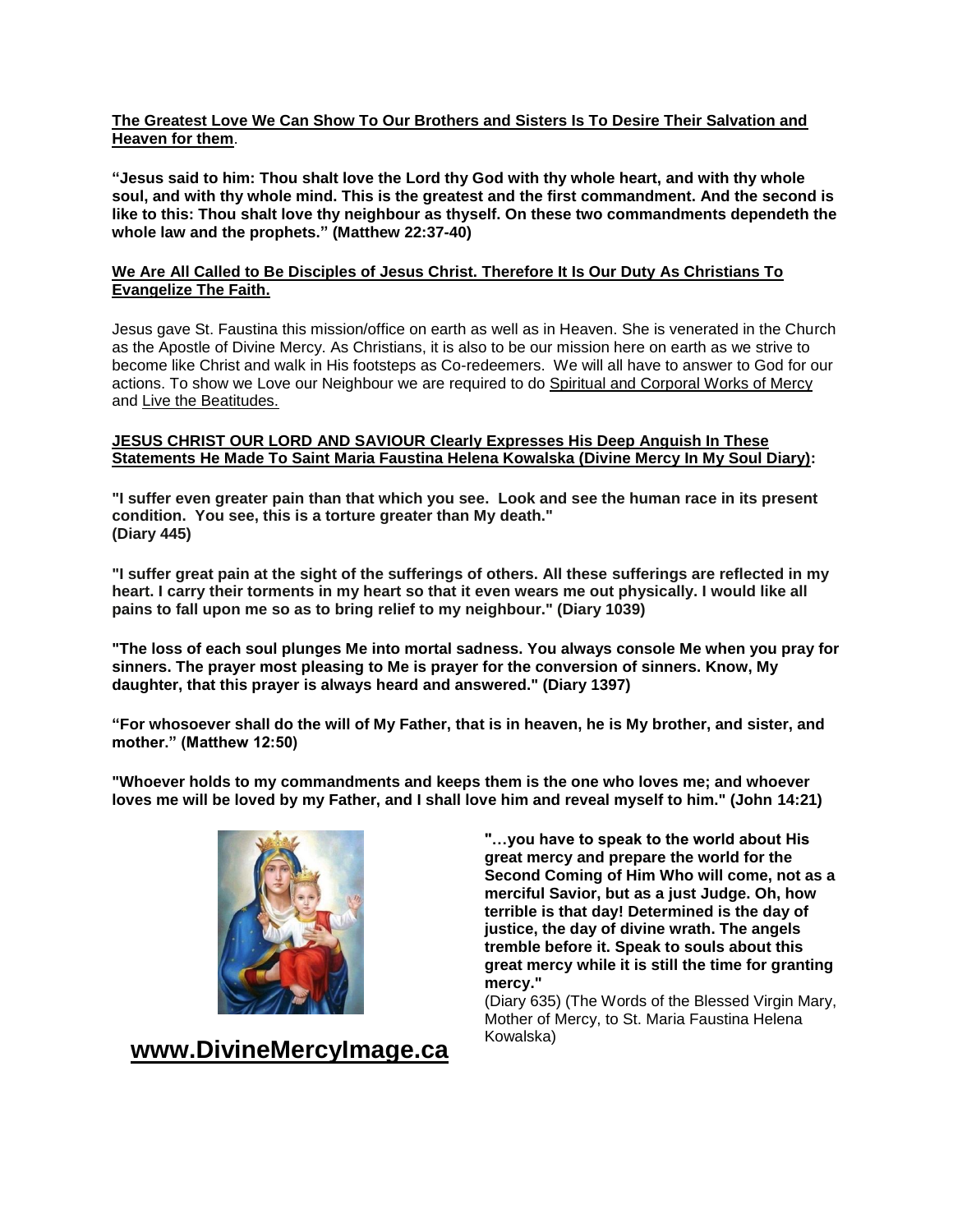**The Greatest Love We Can Show To Our Brothers and Sisters Is To Desire Their Salvation and Heaven for them**.

**"Jesus said to him: Thou shalt love the Lord thy God with thy whole heart, and with thy whole soul, and with thy whole mind. This is the greatest and the first commandment. And the second is like to this: Thou shalt love thy neighbour as thyself. On these two commandments dependeth the whole law and the prophets." (Matthew 22:37-40)**

**We Are All Called to Be Disciples of Jesus Christ. Therefore It Is Our Duty As Christians To Evangelize The Faith.**

Jesus gave St. Faustina this mission/office on earth as well as in Heaven. She is venerated in the Church as the Apostle of Divine Mercy. As Christians, it is also to be our mission here on earth as we strive to become like Christ and walk in His footsteps as Co-redeemers. We will all have to answer to God for our actions. To show we Love our Neighbour we are required to do Spiritual and Corporal Works of Mercy and Live the Beatitudes.

**JESUS CHRIST OUR LORD AND SAVIOUR Clearly Expresses His Deep Anguish In These Statements He Made To Saint Maria Faustina Helena Kowalska (Divine Mercy In My Soul Diary):**

**"I suffer even greater pain than that which you see. Look and see the human race in its present condition. You see, this is a torture greater than My death." (Diary 445)**

**"I suffer great pain at the sight of the sufferings of others. All these sufferings are reflected in my heart. I carry their torments in my heart so that it even wears me out physically. I would like all pains to fall upon me so as to bring relief to my neighbour." (Diary 1039)**

**"The loss of each soul plunges Me into mortal sadness. You always console Me when you pray for sinners. The prayer most pleasing to Me is prayer for the conversion of sinners. Know, My daughter, that this prayer is always heard and answered." (Diary 1397)**

**"For whosoever shall do the will of My Father, that is in heaven, he is My brother, and sister, and mother." (Matthew 12:50)**

**"Whoever holds to my commandments and keeps them is the one who loves me; and whoever loves me will be loved by my Father, and I shall love him and reveal myself to him." (John 14:21)**

**"…you have to speak to the world about His great mercy and prepare the world for the Second Coming of Him Who will come, not as a merciful Savior, but as a just Judge. Oh, how terrible is that day! Determined is the day of justice, the day of divine wrath. The angels tremble before it. Speak to souls about this great mercy while it is still the time for granting mercy."**

(Diary 635) (The Words of the Blessed Virgin Mary, Mother of Mercy, to St. Maria Faustina Helena Kowalska)

**www.DivineMercyImage.ca**